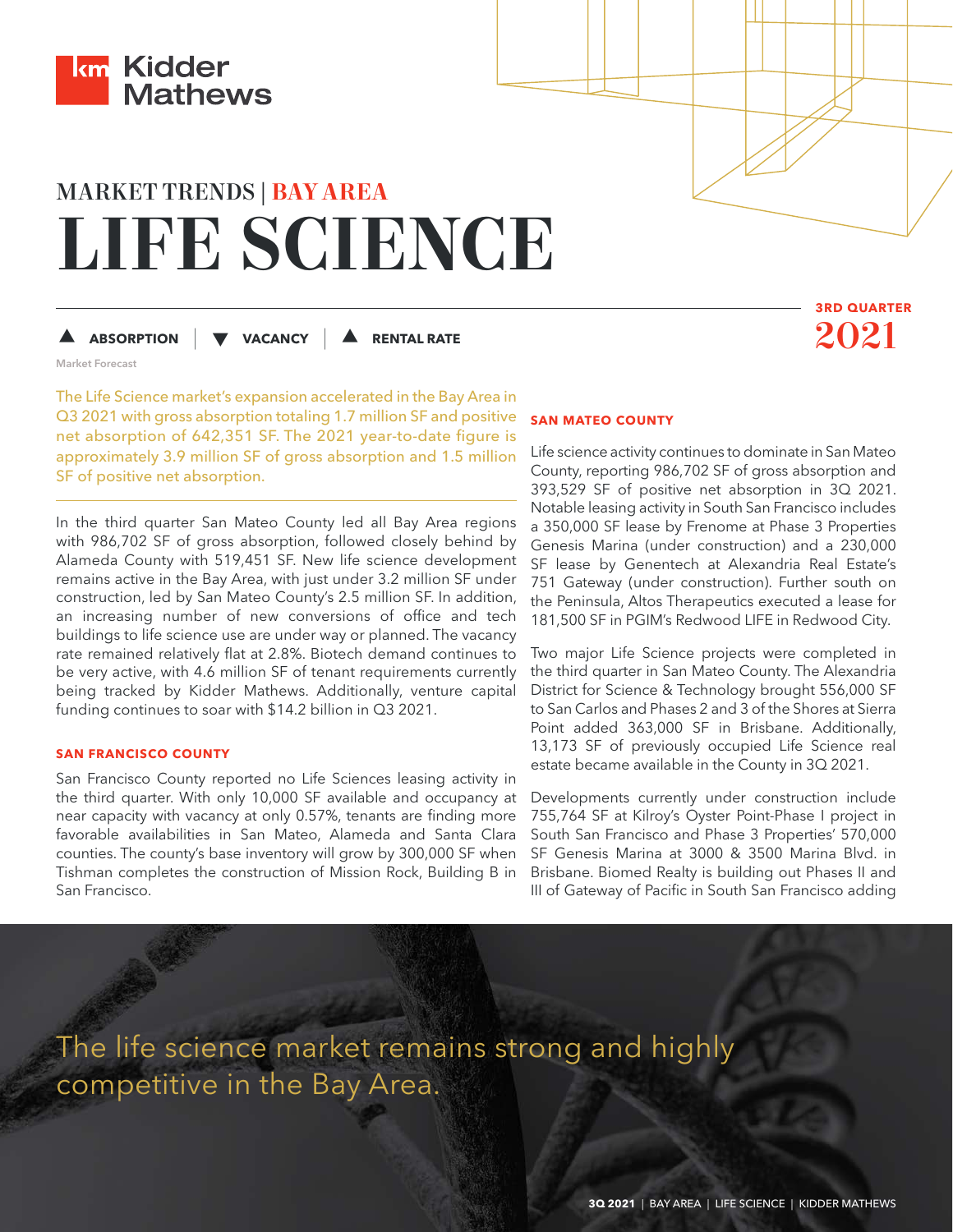Kidder Mathews

MARKET TRENDS | BAY AREA

# LIFE SCIENCE

**3RD QUARTER 2021**

▲ **ABSORPTION** | ▼ **VACANCY** | ▲ **RENTAL RATE**

Market Forecast

The Life Science market's expansion accelerated in the Bay Area in Q3 2021 with gross absorption totaling 1.7 million SF and positive net absorption of 642,351 SF. The 2021 year-to-date figure is approximately 3.9 million SF of gross absorption and 1.5 million SF of positive net absorption.

In the third quarter San Mateo County led all Bay Area regions with 986,702 SF of gross absorption, followed closely behind by Alameda County with 519,451 SF. New life science development remains active in the Bay Area, with just under 3.2 million SF under construction, led by San Mateo County's 2.5 million SF. In addition, an increasing number of new conversions of office and tech buildings to life science use are under way or planned. The vacancy rate remained relatively flat at 2.8%. Biotech demand continues to be very active, with 4.6 million SF of tenant requirements currently being tracked by Kidder Mathews. Additionally, venture capital funding continues to soar with $14.2 billion in Q3 2021.

### SAN FRANCISCO COUNTY

San Francisco County reported no Life Sciences leasing activity in the third quarter. With only 10,000 SF available and occupancy at near capacity with vacancy at only 0.57%, tenants are finding more favorable availabilities in San Mateo, Alameda and Santa Clara counties. The county's base inventory will grow by 300,000 SF when Tishman completes the construction of Mission Rock, Building B in San Francisco.

### SAN MATEO COUNTY

Life science activity continues to dominate in San Mateo County, reporting 986,702 SF of gross absorption and 393,529 SF of positive net absorption in 3Q 2021. Notable leasing activity in South San Francisco includes a 350,000 SF lease by Frenome at Phase 3 Properties Genesis Marina (under construction) and a 230,000 SF lease by Genentech at Alexandria Real Estate's 751 Gateway (under construction). Further south on the Peninsula, Altos Therapeutics executed a lease for 181,500 SF in PGIM's Redwood LIFE in Redwood City.

Two major Life Science projects were completed in the third quarter in San Mateo County. The Alexandria District for Science & Technology brought 556,000 SF to San Carlos and Phases 2 and 3 of the Shores at Sierra Point added 363,000 SF in Brisbane. Additionally, 13,173 SF of previously occupied Life Science real estate became available in the County in 3Q 2021.

Developments currently under construction include 755,764 SF at Kilroy's Oyster Point-Phase I project in South San Francisco and Phase 3 Properties' 570,000 SF Genesis Marina at 3000 & 3500 Marina Blvd. in Brisbane. Biomed Realty is building out Phases II and III of Gateway of Pacific in South San Francisco adding

The life science market remains strong and highly competitive in the Bay Area.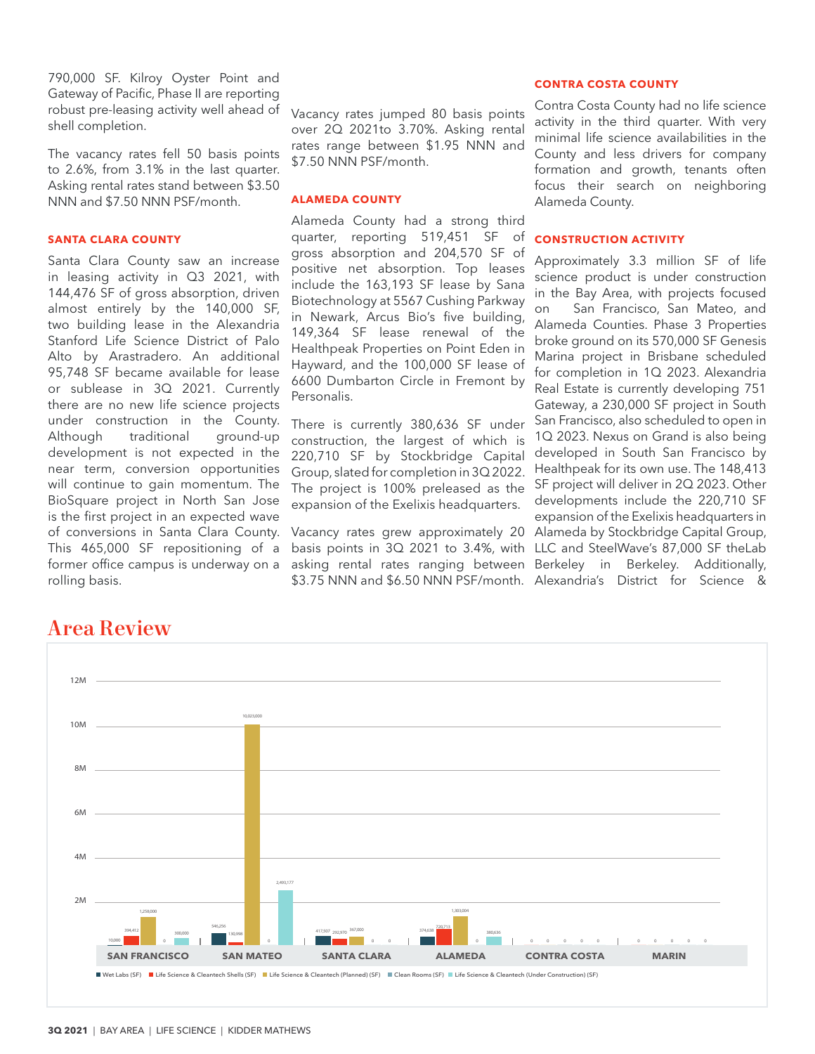790,000 SF. Kilroy Oyster Point and Gateway of Pacific, Phase II are reporting robust pre-leasing activity well ahead of shell completion.

The vacancy rates fell 50 basis points to 2.6%, from 3.1% in the last quarter. Asking rental rates stand between $3.50 NNN and $7.50 NNN PSF/month.

### SANTA CLARA COUNTY

Santa Clara County saw an increase in leasing activity in Q3 2021, with 144,476 SF of gross absorption, driven almost entirely by the 140,000 SF, two building lease in the Alexandria Stanford Life Science District of Palo Alto by Arastradero. An additional 95,748 SF became available for lease or sublease in 3Q 2021. Currently there are no new life science projects under construction in the County. Although traditional ground-up development is not expected in the near term, conversion opportunities will continue to gain momentum. The BioSquare project in North San Jose is the first project in an expected wave of conversions in Santa Clara County. This 465,000 SF repositioning of a former office campus is underway on a rolling basis.

Vacancy rates jumped 80 basis points over 2Q 2021to 3.70%. Asking rental rates range between $1.95 NNN and $7.50 NNN PSF/month.

### ALAMEDA COUNTY

Alameda County had a strong third quarter, reporting 519,451 SF of gross absorption and 204,570 SF of positive net absorption. Top leases include the 163,193 SF lease by Sana Biotechnology at 5567 Cushing Parkway in Newark, Arcus Bio's five building, 149,364 SF lease renewal of the Healthpeak Properties on Point Eden in Hayward, and the 100,000 SF lease of 6600 Dumbarton Circle in Fremont by Personalis.

There is currently 380,636 SF under construction, the largest of which is 220,710 SF by Stockbridge Capital Group, slated for completion in 3Q 2022. The project is 100% preleased as the expansion of the Exelixis headquarters.

Vacancy rates grew approximately 20 basis points in 3Q 2021 to 3.4%, with asking rental rates ranging between $3.75 NNN and $6.50 NNN PSF/month.

### CONTRA COSTA COUNTY

Contra Costa County had no life science activity in the third quarter. With very minimal life science availabilities in the County and less drivers for company formation and growth, tenants often focus their search on neighboring Alameda County.

### CONSTRUCTION ACTIVITY

Approximately 3.3 million SF of life science product is under construction in the Bay Area, with projects focused on San Francisco, San Mateo, and Alameda Counties. Phase 3 Properties broke ground on its 570,000 SF Genesis Marina project in Brisbane scheduled for completion in 1Q 2023. Alexandria Real Estate is currently developing 751 Gateway, a 230,000 SF project in South San Francisco, also scheduled to open in 1Q 2023. Nexus on Grand is also being developed in South San Francisco by Healthpeak for its own use. The 148,413 SF project will deliver in 2Q 2023. Other developments include the 220,710 SF expansion of the Exelixis headquarters in Alameda by Stockbridge Capital Group, LLC and SteelWave's 87,000 SF theLab Berkeley in Berkeley. Additionally, Alexandria's District for Science &

## Area Review

| | Wet Labs (SF) | Life Science & Cleantech Shells (SF) | Life Science & Cleantech (Planned) (SF) | Clean Rooms (SF) | Life Science & Cleantech (Under Construction) (SF) |
|---|---|---|---|---|---|
| SAN FRANCISCO | 10,000 | 394,412 | 1,258,000 | 0 | 300,000 |
| SAN MATEO | 546,256 | 130,998 | 10,023,000 | 0 | 2,493,177 |
| SANTA CLARA | 417,507 | 292,970 | 367,000 | 0 | 0 |
| ALAMEDA | 374,638 | 720,715 | 1,303,004 | 0 | 380,636 |
| CONTRA COSTA | 0 | 0 | 0 | 0 | 0 |
| MARIN | 0 | 0 | 0 | 0 | 0 |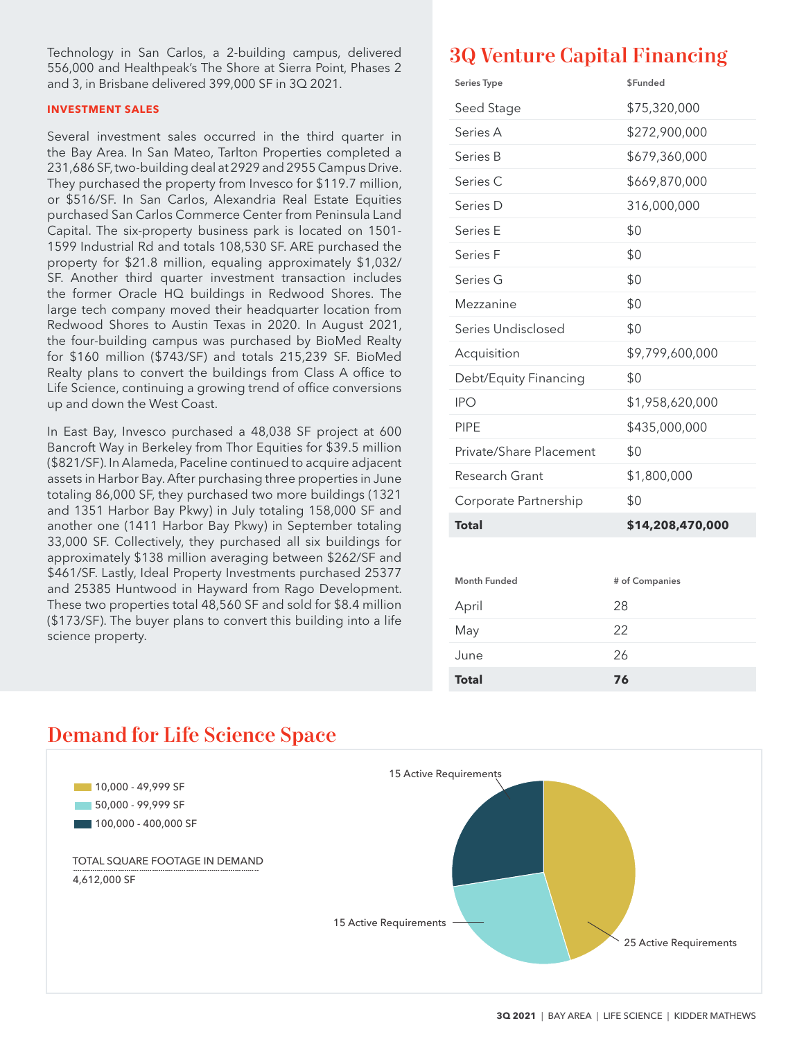Technology in San Carlos, a 2-building campus, delivered 556,000 and Healthpeak's The Shore at Sierra Point, Phases 2 and 3, in Brisbane delivered 399,000 SF in 3Q 2021.

**INVESTMENT SALES**

Several investment sales occurred in the third quarter in the Bay Area. In San Mateo, Tarlton Properties completed a 231,686 SF, two-building deal at 2929 and 2955 Campus Drive. They purchased the property from Invesco for $119.7 million, or $516/SF. In San Carlos, Alexandria Real Estate Equities purchased San Carlos Commerce Center from Peninsula Land Capital. The six-property business park is located on 1501-1599 Industrial Rd and totals 108,530 SF. ARE purchased the property for $21.8 million, equaling approximately $1,032/SF. Another third quarter investment transaction includes the former Oracle HQ buildings in Redwood Shores. The large tech company moved their headquarter location from Redwood Shores to Austin Texas in 2020. In August 2021, the four-building campus was purchased by BioMed Realty for $160 million ($743/SF) and totals 215,239 SF. BioMed Realty plans to convert the buildings from Class A office to Life Science, continuing a growing trend of office conversions up and down the West Coast.

In East Bay, Invesco purchased a 48,038 SF project at 600 Bancroft Way in Berkeley from Thor Equities for $39.5 million ($821/SF). In Alameda, Paceline continued to acquire adjacent assets in Harbor Bay. After purchasing three properties in June totaling 86,000 SF, they purchased two more buildings (1321 and 1351 Harbor Bay Pkwy) in July totaling 158,000 SF and another one (1411 Harbor Bay Pkwy) in September totaling 33,000 SF. Collectively, they purchased all six buildings for approximately $138 million averaging between $262/SF and $461/SF. Lastly, Ideal Property Investments purchased 25377 and 25385 Huntwood in Hayward from Rago Development. These two properties total 48,560 SF and sold for $8.4 million ($173/SF). The buyer plans to convert this building into a life science property.

## 3Q Venture Capital Financing

| Series Type | $Funded |
|---|---|
| Seed Stage | $75,320,000 |
| Series A | $272,900,000 |
| Series B | $679,360,000 |
| Series C | $669,870,000 |
| Series D | 316,000,000 |
| Series E | $0 |
| Series F | $0 |
| Series G | $0 |
| Mezzanine | $0 |
| Series Undisclosed | $0 |
| Acquisition | $9,799,600,000 |
| Debt/Equity Financing | $0 |
| IPO | $1,958,620,000 |
| PIPE | $435,000,000 |
| Private/Share Placement | $0 |
| Research Grant | $1,800,000 |
| Corporate Partnership | $0 |
| **Total** | **$14,208,470,000** |

| Month Funded | # of Companies |
|---|---|
| April | 28 |
| May | 22 |
| June | 26 |
| **Total** | **76** |

## Demand for Life Science Space

- 10,000 - 49,999 SF: 25 Active Requirements
- 50,000 - 99,999 SF: 15 Active Requirements
- 100,000 - 400,000 SF: 15 Active Requirements

TOTAL SQUARE FOOTAGE IN DEMAND

4,612,000 SF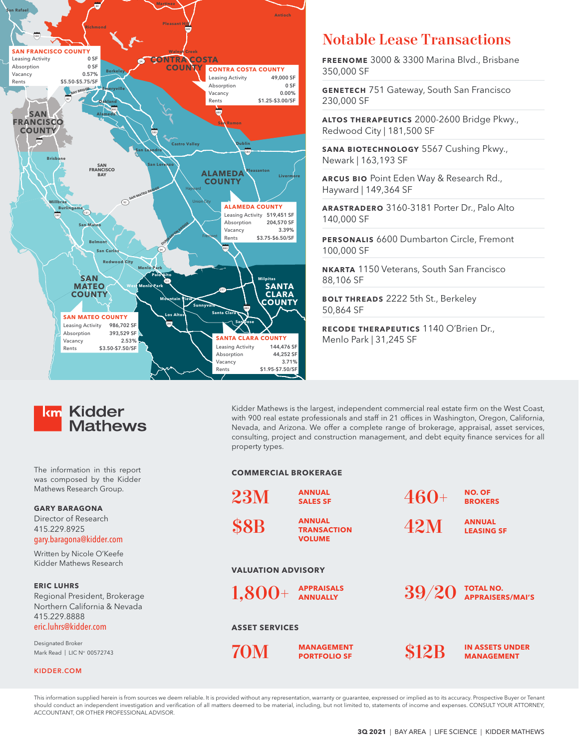SAN FRANCISCO COUNTY

| | |
|---|---|
| Leasing Activity | 0 SF |
| Absorption | 0 SF |
| Vacancy | 0.57% |
| Rents | $5.50-$5.75/SF |

CONTRA COSTA COUNTY

| | |
|---|---|
| Leasing Activity | 49,000 SF |
| Absorption | 0 SF |
| Vacancy | 0.00% |
| Rents | $1.25-$3.00/SF |

ALAMEDA COUNTY

| | |
|---|---|
| Leasing Activity | 519,451 SF |
| Absorption | 204,570 SF |
| Vacancy | 3.39% |
| Rents | $3.75-$6.50/SF |

SAN MATEO COUNTY

| | |
|---|---|
| Leasing Activity | 986,702 SF |
| Absorption | 393,529 SF |
| Vacancy | 2.53% |
| Rents | $3.50-$7.50/SF |

SANTA CLARA COUNTY

| | |
|---|---|
| Leasing Activity | 144,476 SF |
| Absorption | 44,252 SF |
| Vacancy | 3.71% |
| Rents | $1.95-$7.50/SF |

# Notable Lease Transactions

**FREENOME** 3000 & 3300 Marina Blvd., Brisbane
350,000 SF

**GENETECH** 751 Gateway, South San Francisco
230,000 SF

**ALTOS THERAPEUTICS** 2000-2600 Bridge Pkwy., Redwood City | 181,500 SF

**SANA BIOTECHNOLOGY** 5567 Cushing Pkwy., Newark | 163,193 SF

**ARCUS BIO** Point Eden Way & Research Rd., Hayward | 149,364 SF

**ARASTRADERO** 3160-3181 Porter Dr., Palo Alto
140,000 SF

**PERSONALIS** 6600 Dumbarton Circle, Fremont
100,000 SF

**NKARTA** 1150 Veterans, South San Francisco
88,106 SF

**BOLT THREADS** 2222 5th St., Berkeley
50,864 SF

**RECODE THERAPEUTICS** 1140 O'Brien Dr., Menlo Park | 31,245 SF

---

**Kidder Mathews**

Kidder Mathews is the largest, independent commercial real estate firm on the West Coast, with 900 real estate professionals and staff in 21 offices in Washington, Oregon, California, Nevada, and Arizona. We offer a complete range of brokerage, appraisal, asset services, consulting, project and construction management, and debt equity finance services for all property types.

### COMMERCIAL BROKERAGE

**23M** ANNUAL SALES SF

**460+** NO. OF BROKERS

**$8B** ANNUAL TRANSACTION VOLUME

**42M** ANNUAL LEASING SF

### VALUATION ADVISORY

**1,800+** APPRAISALS ANNUALLY

**39/20** TOTAL NO. APPRAISERS/MAI'S

### ASSET SERVICES

**70M** MANAGEMENT PORTFOLIO SF

**$12B** IN ASSETS UNDER MANAGEMENT

The information in this report was composed by the Kidder Mathews Research Group.

**GARY BARAGONA**
Director of Research
415.229.8925
gary.baragona@kidder.com

Written by Nicole O'Keefe
Kidder Mathews Research

**ERIC LUHRS**
Regional President, Brokerage
Northern California & Nevada
415.229.8888
eric.luhrs@kidder.com

Designated Broker
Mark Read | LIC N° 00572743

KIDDER.COM

This information supplied herein is from sources we deem reliable. It is provided without any representation, warranty or guarantee, expressed or implied as to its accuracy. Prospective Buyer or Tenant should conduct an independent investigation and verification of all matters deemed to be material, including, but not limited to, statements of income and expenses. CONSULT YOUR ATTORNEY, ACCOUNTANT, OR OTHER PROFESSIONAL ADVISOR.